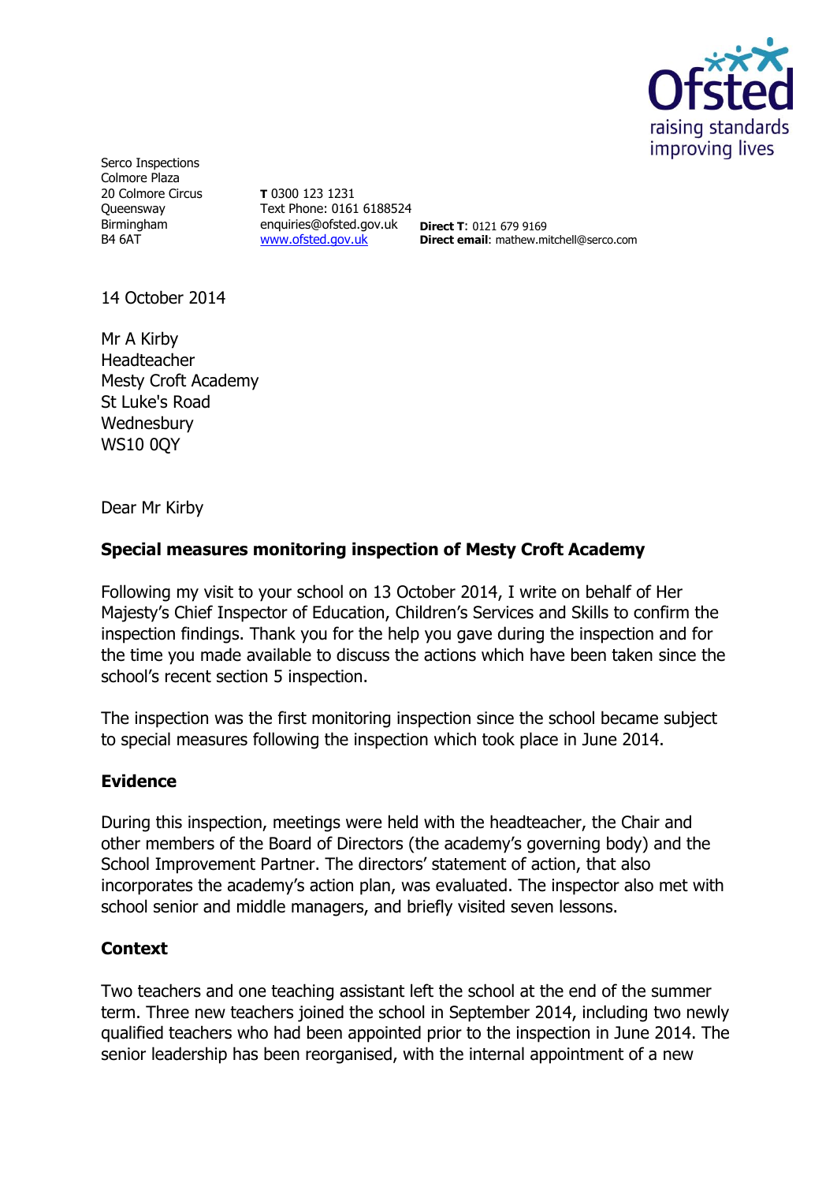Serco Inspections
Colmore Plaza
20 Colmore Circus
Queensway
Birmingham
B4 6AT

**T** 0300 123 1231
Text Phone: 0161 6188524
enquiries@ofsted.gov.uk
www.ofsted.gov.uk

**Direct T**: 0121 679 9169
**Direct email**: mathew.mitchell@serco.com

14 October 2014

Mr A Kirby
Headteacher
Mesty Croft Academy
St Luke's Road
Wednesbury
WS10 0QY

Dear Mr Kirby

**Special measures monitoring inspection of Mesty Croft Academy**

Following my visit to your school on 13 October 2014, I write on behalf of Her Majesty's Chief Inspector of Education, Children's Services and Skills to confirm the inspection findings. Thank you for the help you gave during the inspection and for the time you made available to discuss the actions which have been taken since the school's recent section 5 inspection.

The inspection was the first monitoring inspection since the school became subject to special measures following the inspection which took place in June 2014.

## Evidence

During this inspection, meetings were held with the headteacher, the Chair and other members of the Board of Directors (the academy's governing body) and the School Improvement Partner. The directors' statement of action, that also incorporates the academy's action plan, was evaluated. The inspector also met with school senior and middle managers, and briefly visited seven lessons.

## Context

Two teachers and one teaching assistant left the school at the end of the summer term. Three new teachers joined the school in September 2014, including two newly qualified teachers who had been appointed prior to the inspection in June 2014. The senior leadership has been reorganised, with the internal appointment of a new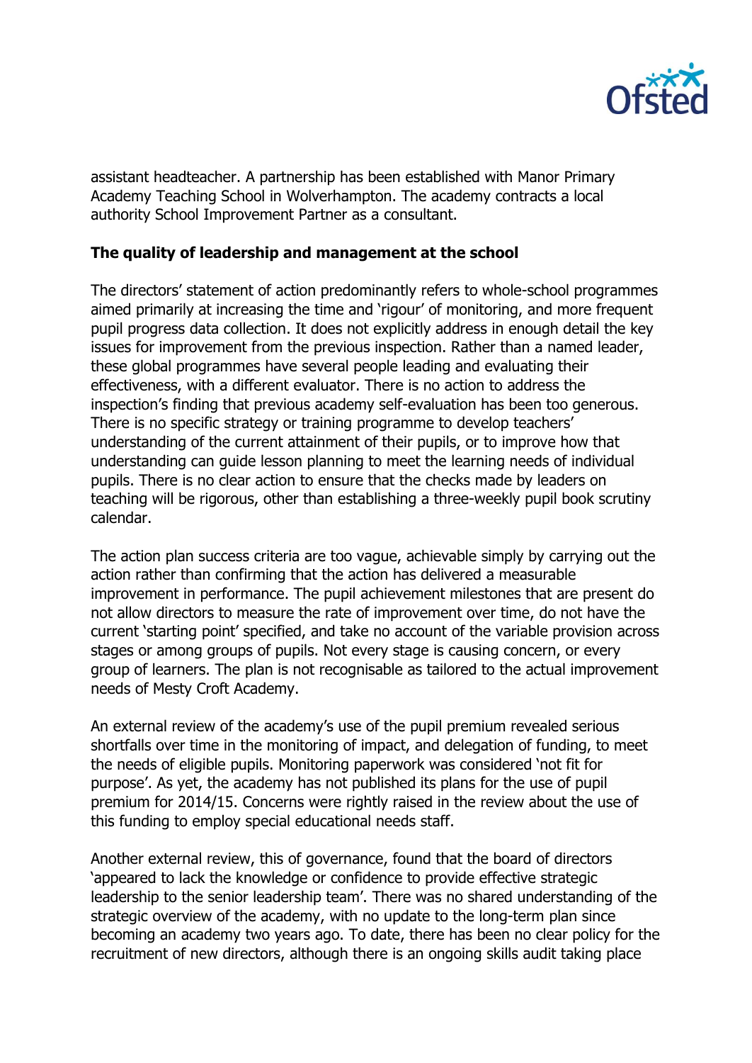assistant headteacher. A partnership has been established with Manor Primary Academy Teaching School in Wolverhampton. The academy contracts a local authority School Improvement Partner as a consultant.

**The quality of leadership and management at the school**

The directors' statement of action predominantly refers to whole-school programmes aimed primarily at increasing the time and 'rigour' of monitoring, and more frequent pupil progress data collection. It does not explicitly address in enough detail the key issues for improvement from the previous inspection. Rather than a named leader, these global programmes have several people leading and evaluating their effectiveness, with a different evaluator. There is no action to address the inspection's finding that previous academy self-evaluation has been too generous. There is no specific strategy or training programme to develop teachers' understanding of the current attainment of their pupils, or to improve how that understanding can guide lesson planning to meet the learning needs of individual pupils. There is no clear action to ensure that the checks made by leaders on teaching will be rigorous, other than establishing a three-weekly pupil book scrutiny calendar.

The action plan success criteria are too vague, achievable simply by carrying out the action rather than confirming that the action has delivered a measurable improvement in performance. The pupil achievement milestones that are present do not allow directors to measure the rate of improvement over time, do not have the current 'starting point' specified, and take no account of the variable provision across stages or among groups of pupils. Not every stage is causing concern, or every group of learners. The plan is not recognisable as tailored to the actual improvement needs of Mesty Croft Academy.

An external review of the academy's use of the pupil premium revealed serious shortfalls over time in the monitoring of impact, and delegation of funding, to meet the needs of eligible pupils. Monitoring paperwork was considered 'not fit for purpose'. As yet, the academy has not published its plans for the use of pupil premium for 2014/15. Concerns were rightly raised in the review about the use of this funding to employ special educational needs staff.

Another external review, this of governance, found that the board of directors 'appeared to lack the knowledge or confidence to provide effective strategic leadership to the senior leadership team'. There was no shared understanding of the strategic overview of the academy, with no update to the long-term plan since becoming an academy two years ago. To date, there has been no clear policy for the recruitment of new directors, although there is an ongoing skills audit taking place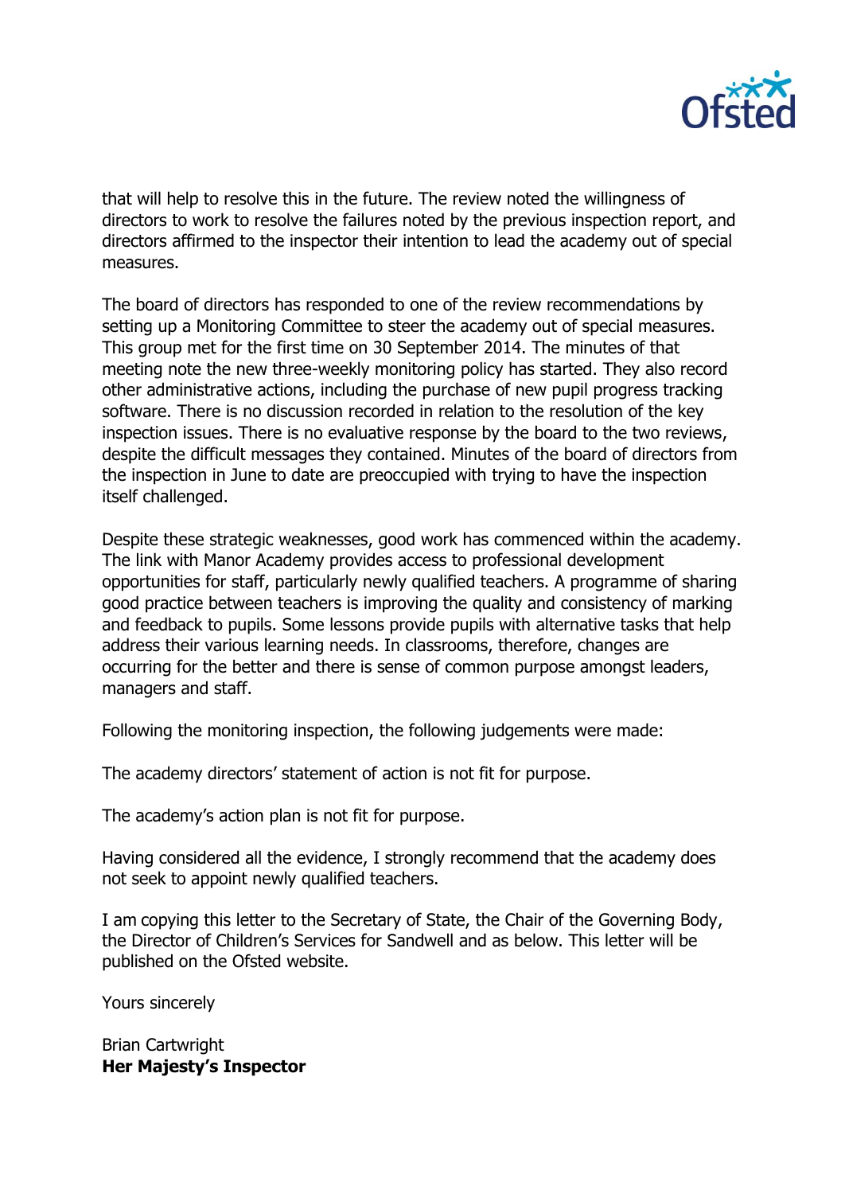that will help to resolve this in the future. The review noted the willingness of directors to work to resolve the failures noted by the previous inspection report, and directors affirmed to the inspector their intention to lead the academy out of special measures.

The board of directors has responded to one of the review recommendations by setting up a Monitoring Committee to steer the academy out of special measures. This group met for the first time on 30 September 2014. The minutes of that meeting note the new three-weekly monitoring policy has started. They also record other administrative actions, including the purchase of new pupil progress tracking software. There is no discussion recorded in relation to the resolution of the key inspection issues. There is no evaluative response by the board to the two reviews, despite the difficult messages they contained. Minutes of the board of directors from the inspection in June to date are preoccupied with trying to have the inspection itself challenged.

Despite these strategic weaknesses, good work has commenced within the academy. The link with Manor Academy provides access to professional development opportunities for staff, particularly newly qualified teachers. A programme of sharing good practice between teachers is improving the quality and consistency of marking and feedback to pupils. Some lessons provide pupils with alternative tasks that help address their various learning needs. In classrooms, therefore, changes are occurring for the better and there is sense of common purpose amongst leaders, managers and staff.

Following the monitoring inspection, the following judgements were made:

The academy directors' statement of action is not fit for purpose.

The academy's action plan is not fit for purpose.

Having considered all the evidence, I strongly recommend that the academy does not seek to appoint newly qualified teachers.

I am copying this letter to the Secretary of State, the Chair of the Governing Body, the Director of Children's Services for Sandwell and as below. This letter will be published on the Ofsted website.

Yours sincerely

Brian Cartwright
**Her Majesty's Inspector**